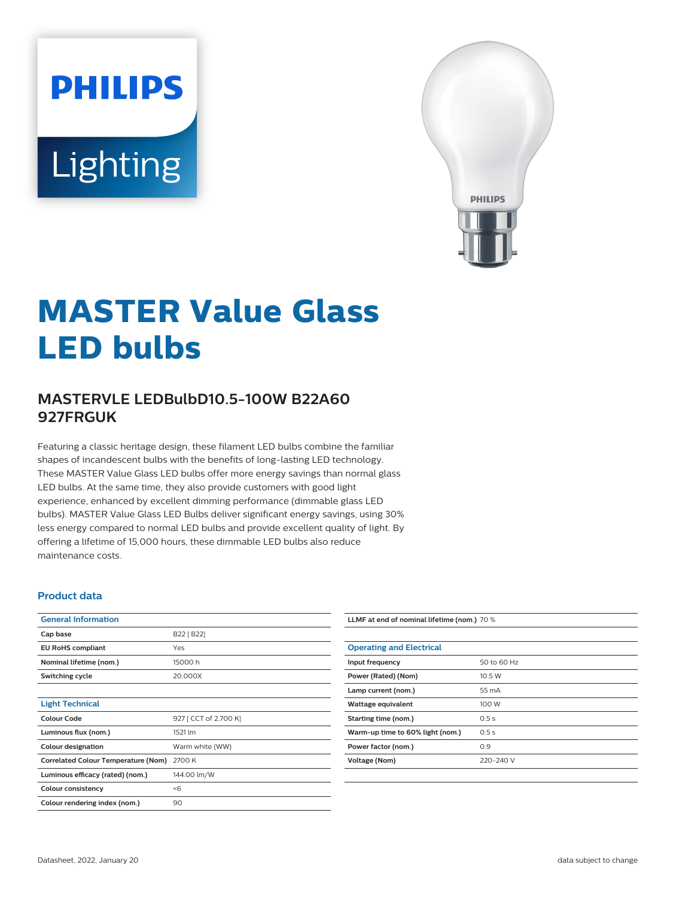PHILIPS

Lighting

# MASTER Value Glass LED bulbs

## MASTERVLE LEDBulbD10.5-100W B22A60 927FRGUK

Featuring a classic heritage design, these filament LED bulbs combine the familiar shapes of incandescent bulbs with the benefits of long-lasting LED technology. These MASTER Value Glass LED bulbs offer more energy savings than normal glass LED bulbs. At the same time, they also provide customers with good light experience, enhanced by excellent dimming performance (dimmable glass LED bulbs). MASTER Value Glass LED Bulbs deliver significant energy savings, using 30% less energy compared to normal LED bulbs and provide excellent quality of light. By offering a lifetime of 15,000 hours, these dimmable LED bulbs also reduce maintenance costs.

### Product data

| General Information | |
|---|---|
| Cap base | B22 [ B22] |
| EU RoHS compliant | Yes |
| Nominal lifetime (nom.) | 15000 h |
| Switching cycle | 20,000X |

| Light Technical | |
|---|---|
| Colour Code | 927 [ CCT of 2,700 K] |
| Luminous flux (nom.) | 1521 lm |
| Colour designation | Warm white (WW) |
| Correlated Colour Temperature (Nom) | 2700 K |
| Luminous efficacy (rated) (nom.) | 144.00 lm/W |
| Colour consistency | <6 |
| Colour rendering index (nom.) | 90 |
| LLMF at end of nominal lifetime (nom.) | 70 % |

| Operating and Electrical | |
|---|---|
| Input frequency | 50 to 60 Hz |
| Power (Rated) (Nom) | 10.5 W |
| Lamp current (nom.) | 55 mA |
| Wattage equivalent | 100 W |
| Starting time (nom.) | 0.5 s |
| Warm-up time to 60% light (nom.) | 0.5 s |
| Power factor (nom.) | 0.9 |
| Voltage (Nom) | 220-240 V |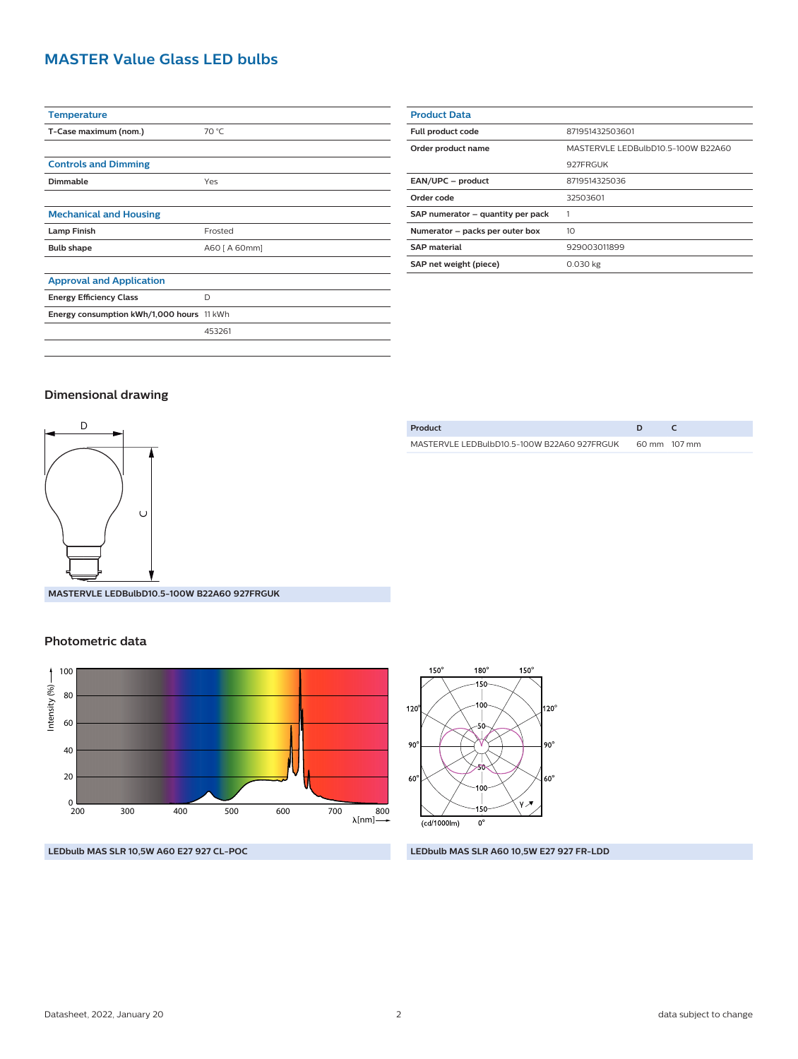# MASTER Value Glass LED bulbs

| Temperature | |
|---|---|
| T-Case maximum (nom.) | 70 °C |

| Controls and Dimming | |
|---|---|
| Dimmable | Yes |

| Mechanical and Housing | |
|---|---|
| Lamp Finish | Frosted |
| Bulb shape | A60 [ A 60mm] |

| Approval and Application | |
|---|---|
| Energy Efficiency Class | D |
| Energy consumption kWh/1,000 hours | 11 kWh |
| | 453261 |

| Product Data | |
|---|---|
| Full product code | 871951432503601 |
| Order product name | MASTERVLE LEDBulbD10.5-100W B22A60 927FRGUK |
| EAN/UPC – product | 8719514325036 |
| Order code | 32503601 |
| SAP numerator – quantity per pack | 1 |
| Numerator – packs per outer box | 10 |
| SAP material | 929003011899 |
| SAP net weight (piece) | 0.030 kg |

## Dimensional drawing

| Product | D | C |
|---|---|---|
| MASTERVLE LEDBulbD10.5-100W B22A60 927FRGUK | 60 mm | 107 mm |

MASTERVLE LEDBulbD10.5-100W B22A60 927FRGUK

## Photometric data

LEDbulb MAS SLR 10,5W A60 E27 927 CL-POC

LEDbulb MAS SLR A60 10,5W E27 927 FR-LDD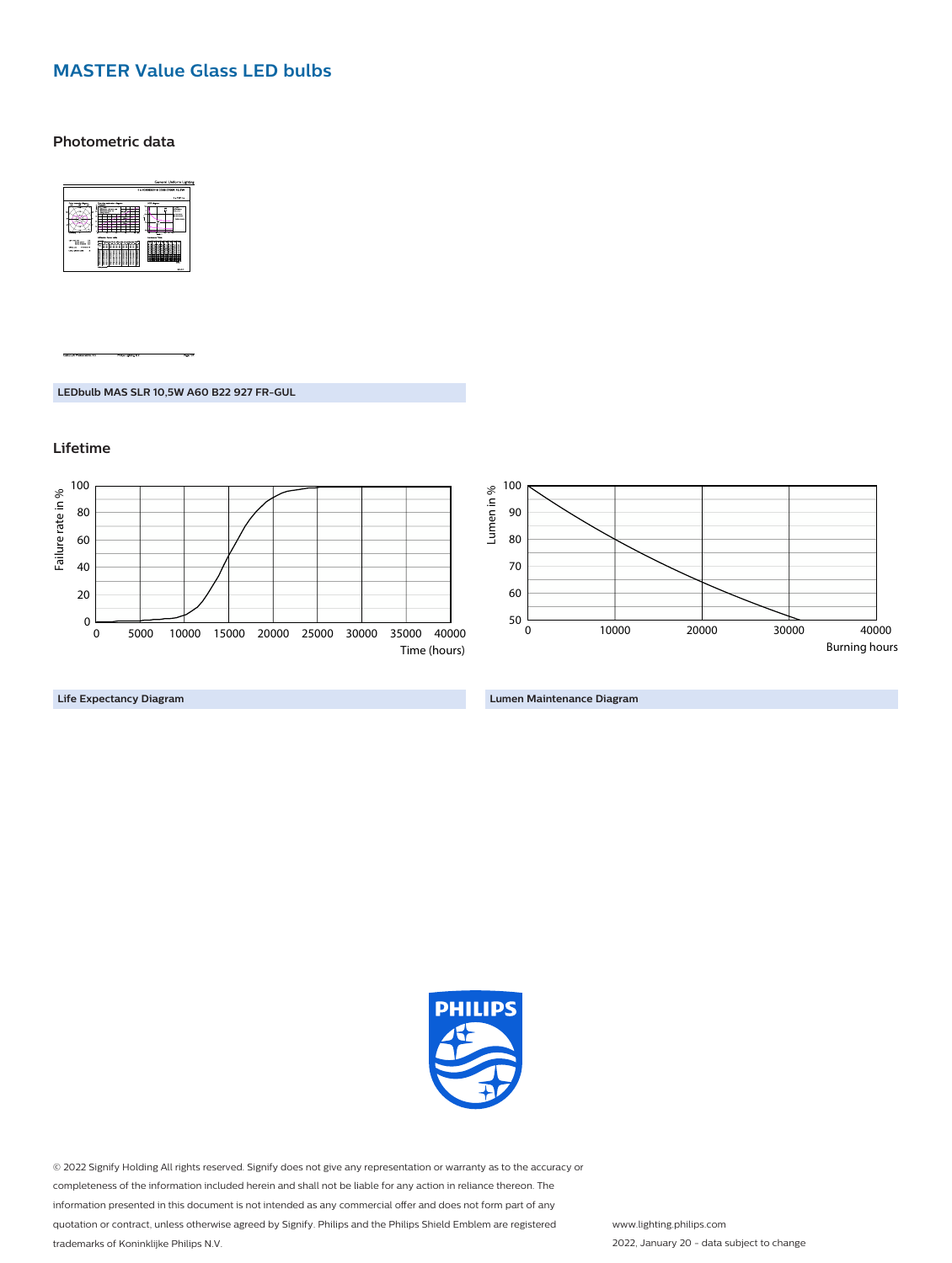# MASTER Value Glass LED bulbs

## Photometric data

LEDbulb MAS SLR 10,5W A60 B22 927 FR-GUL

## Lifetime

Failure rate in %
100
80
60
40
20
0
0 5000 10000 15000 20000 25000 30000 35000 40000
Time (hours)

Life Expectancy Diagram

Lumen in %
100
90
80
70
60
50
0 10000 20000 30000 40000
Burning hours

Lumen Maintenance Diagram

© 2022 Signify Holding All rights reserved. Signify does not give any representation or warranty as to the accuracy or completeness of the information included herein and shall not be liable for any action in reliance thereon. The information presented in this document is not intended as any commercial offer and does not form part of any quotation or contract, unless otherwise agreed by Signify. Philips and the Philips Shield Emblem are registered trademarks of Koninklijke Philips N.V.

www.lighting.philips.com

2022, January 20 - data subject to change